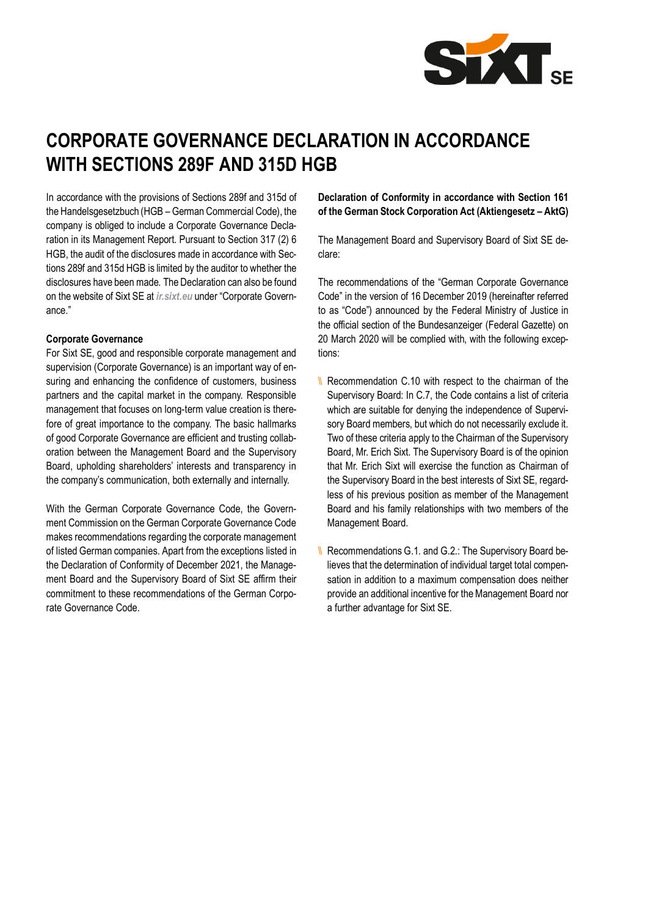# CORPORATE GOVERNANCE DECLARATION IN ACCORDANCE WITH SECTIONS 289F AND 315D HGB

In accordance with the provisions of Sections 289f and 315d of the Handelsgesetzbuch (HGB – German Commercial Code), the company is obliged to include a Corporate Governance Declaration in its Management Report. Pursuant to Section 317 (2) 6 HGB, the audit of the disclosures made in accordance with Sections 289f and 315d HGB is limited by the auditor to whether the disclosures have been made. The Declaration can also be found on the website of Sixt SE at *ir.sixt.eu* under "Corporate Governance."

**Corporate Governance**

For Sixt SE, good and responsible corporate management and supervision (Corporate Governance) is an important way of ensuring and enhancing the confidence of customers, business partners and the capital market in the company. Responsible management that focuses on long-term value creation is therefore of great importance to the company. The basic hallmarks of good Corporate Governance are efficient and trusting collaboration between the Management Board and the Supervisory Board, upholding shareholders' interests and transparency in the company's communication, both externally and internally.

With the German Corporate Governance Code, the Government Commission on the German Corporate Governance Code makes recommendations regarding the corporate management of listed German companies. Apart from the exceptions listed in the Declaration of Conformity of December 2021, the Management Board and the Supervisory Board of Sixt SE affirm their commitment to these recommendations of the German Corporate Governance Code.

**Declaration of Conformity in accordance with Section 161 of the German Stock Corporation Act (Aktiengesetz – AktG)**

The Management Board and Supervisory Board of Sixt SE declare:

The recommendations of the "German Corporate Governance Code" in the version of 16 December 2019 (hereinafter referred to as "Code") announced by the Federal Ministry of Justice in the official section of the Bundesanzeiger (Federal Gazette) on 20 March 2020 will be complied with, with the following exceptions:

- Recommendation C.10 with respect to the chairman of the Supervisory Board: In C.7, the Code contains a list of criteria which are suitable for denying the independence of Supervisory Board members, but which do not necessarily exclude it. Two of these criteria apply to the Chairman of the Supervisory Board, Mr. Erich Sixt. The Supervisory Board is of the opinion that Mr. Erich Sixt will exercise the function as Chairman of the Supervisory Board in the best interests of Sixt SE, regardless of his previous position as member of the Management Board and his family relationships with two members of the Management Board.
- Recommendations G.1. and G.2.: The Supervisory Board believes that the determination of individual target total compensation in addition to a maximum compensation does neither provide an additional incentive for the Management Board nor a further advantage for Sixt SE.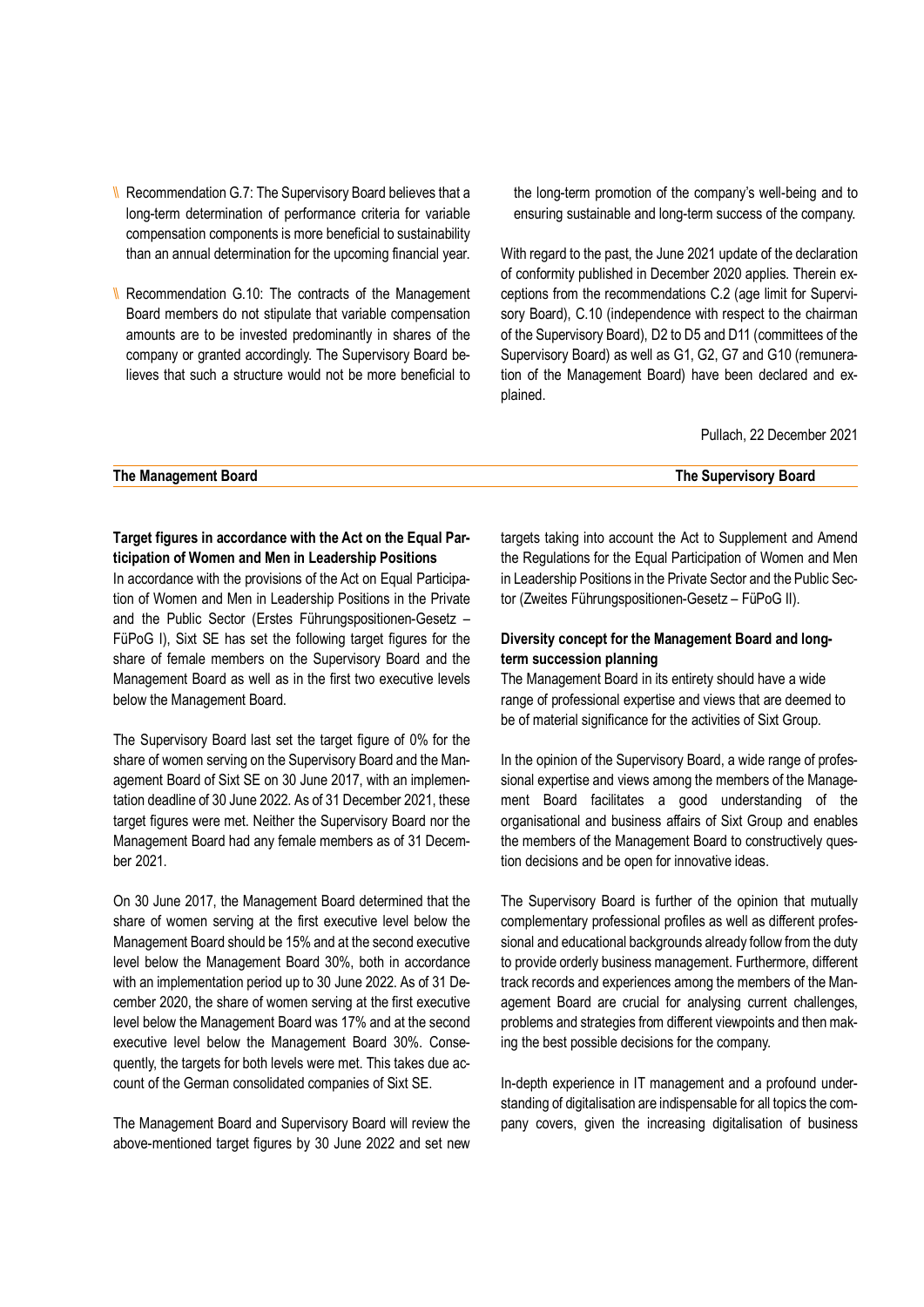- Recommendation G.7: The Supervisory Board believes that a long-term determination of performance criteria for variable compensation components is more beneficial to sustainability than an annual determination for the upcoming financial year.
- Recommendation G.10: The contracts of the Management Board members do not stipulate that variable compensation amounts are to be invested predominantly in shares of the company or granted accordingly. The Supervisory Board believes that such a structure would not be more beneficial to the long-term promotion of the company's well-being and to ensuring sustainable and long-term success of the company.

With regard to the past, the June 2021 update of the declaration of conformity published in December 2020 applies. Therein exceptions from the recommendations C.2 (age limit for Supervisory Board), C.10 (independence with respect to the chairman of the Supervisory Board), D2 to D5 and D11 (committees of the Supervisory Board) as well as G1, G2, G7 and G10 (remuneration of the Management Board) have been declared and explained.

Pullach, 22 December 2021

**The Management Board** **The Supervisory Board**

**Target figures in accordance with the Act on the Equal Participation of Women and Men in Leadership Positions**

In accordance with the provisions of the Act on Equal Participation of Women and Men in Leadership Positions in the Private and the Public Sector (Erstes Führungspositionen-Gesetz – FüPoG I), Sixt SE has set the following target figures for the share of female members on the Supervisory Board and the Management Board as well as in the first two executive levels below the Management Board.

The Supervisory Board last set the target figure of 0% for the share of women serving on the Supervisory Board and the Management Board of Sixt SE on 30 June 2017, with an implementation deadline of 30 June 2022. As of 31 December 2021, these target figures were met. Neither the Supervisory Board nor the Management Board had any female members as of 31 December 2021.

On 30 June 2017, the Management Board determined that the share of women serving at the first executive level below the Management Board should be 15% and at the second executive level below the Management Board 30%, both in accordance with an implementation period up to 30 June 2022. As of 31 December 2020, the share of women serving at the first executive level below the Management Board was 17% and at the second executive level below the Management Board 30%. Consequently, the targets for both levels were met. This takes due account of the German consolidated companies of Sixt SE.

The Management Board and Supervisory Board will review the above-mentioned target figures by 30 June 2022 and set new targets taking into account the Act to Supplement and Amend the Regulations for the Equal Participation of Women and Men in Leadership Positions in the Private Sector and the Public Sector (Zweites Führungspositionen-Gesetz – FüPoG II).

**Diversity concept for the Management Board and long-term succession planning**

The Management Board in its entirety should have a wide range of professional expertise and views that are deemed to be of material significance for the activities of Sixt Group.

In the opinion of the Supervisory Board, a wide range of professional expertise and views among the members of the Management Board facilitates a good understanding of the organisational and business affairs of Sixt Group and enables the members of the Management Board to constructively question decisions and be open for innovative ideas.

The Supervisory Board is further of the opinion that mutually complementary professional profiles as well as different professional and educational backgrounds already follow from the duty to provide orderly business management. Furthermore, different track records and experiences among the members of the Management Board are crucial for analysing current challenges, problems and strategies from different viewpoints and then making the best possible decisions for the company.

In-depth experience in IT management and a profound understanding of digitalisation are indispensable for all topics the company covers, given the increasing digitalisation of business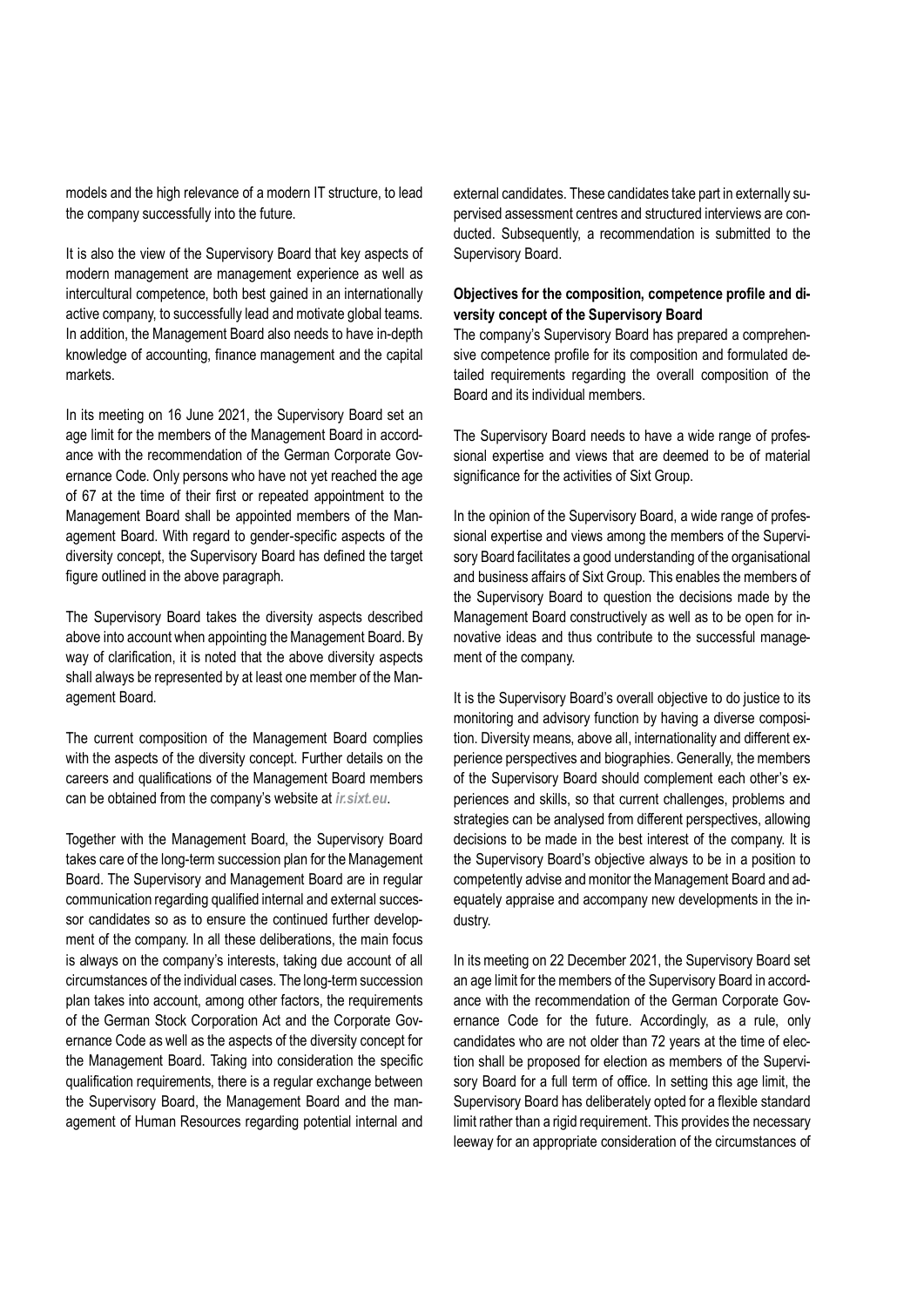models and the high relevance of a modern IT structure, to lead the company successfully into the future.

It is also the view of the Supervisory Board that key aspects of modern management are management experience as well as intercultural competence, both best gained in an internationally active company, to successfully lead and motivate global teams. In addition, the Management Board also needs to have in-depth knowledge of accounting, finance management and the capital markets.

In its meeting on 16 June 2021, the Supervisory Board set an age limit for the members of the Management Board in accordance with the recommendation of the German Corporate Governance Code. Only persons who have not yet reached the age of 67 at the time of their first or repeated appointment to the Management Board shall be appointed members of the Management Board. With regard to gender-specific aspects of the diversity concept, the Supervisory Board has defined the target figure outlined in the above paragraph.

The Supervisory Board takes the diversity aspects described above into account when appointing the Management Board. By way of clarification, it is noted that the above diversity aspects shall always be represented by at least one member of the Management Board.

The current composition of the Management Board complies with the aspects of the diversity concept. Further details on the careers and qualifications of the Management Board members can be obtained from the company's website at *ir.sixt.eu*.

Together with the Management Board, the Supervisory Board takes care of the long-term succession plan for the Management Board. The Supervisory and Management Board are in regular communication regarding qualified internal and external successor candidates so as to ensure the continued further development of the company. In all these deliberations, the main focus is always on the company's interests, taking due account of all circumstances of the individual cases. The long-term succession plan takes into account, among other factors, the requirements of the German Stock Corporation Act and the Corporate Governance Code as well as the aspects of the diversity concept for the Management Board. Taking into consideration the specific qualification requirements, there is a regular exchange between the Supervisory Board, the Management Board and the management of Human Resources regarding potential internal and external candidates. These candidates take part in externally supervised assessment centres and structured interviews are conducted. Subsequently, a recommendation is submitted to the Supervisory Board.

**Objectives for the composition, competence profile and diversity concept of the Supervisory Board**

The company's Supervisory Board has prepared a comprehensive competence profile for its composition and formulated detailed requirements regarding the overall composition of the Board and its individual members.

The Supervisory Board needs to have a wide range of professional expertise and views that are deemed to be of material significance for the activities of Sixt Group.

In the opinion of the Supervisory Board, a wide range of professional expertise and views among the members of the Supervisory Board facilitates a good understanding of the organisational and business affairs of Sixt Group. This enables the members of the Supervisory Board to question the decisions made by the Management Board constructively as well as to be open for innovative ideas and thus contribute to the successful management of the company.

It is the Supervisory Board's overall objective to do justice to its monitoring and advisory function by having a diverse composition. Diversity means, above all, internationality and different experience perspectives and biographies. Generally, the members of the Supervisory Board should complement each other's experiences and skills, so that current challenges, problems and strategies can be analysed from different perspectives, allowing decisions to be made in the best interest of the company. It is the Supervisory Board's objective always to be in a position to competently advise and monitor the Management Board and adequately appraise and accompany new developments in the industry.

In its meeting on 22 December 2021, the Supervisory Board set an age limit for the members of the Supervisory Board in accordance with the recommendation of the German Corporate Governance Code for the future. Accordingly, as a rule, only candidates who are not older than 72 years at the time of election shall be proposed for election as members of the Supervisory Board for a full term of office. In setting this age limit, the Supervisory Board has deliberately opted for a flexible standard limit rather than a rigid requirement. This provides the necessary leeway for an appropriate consideration of the circumstances of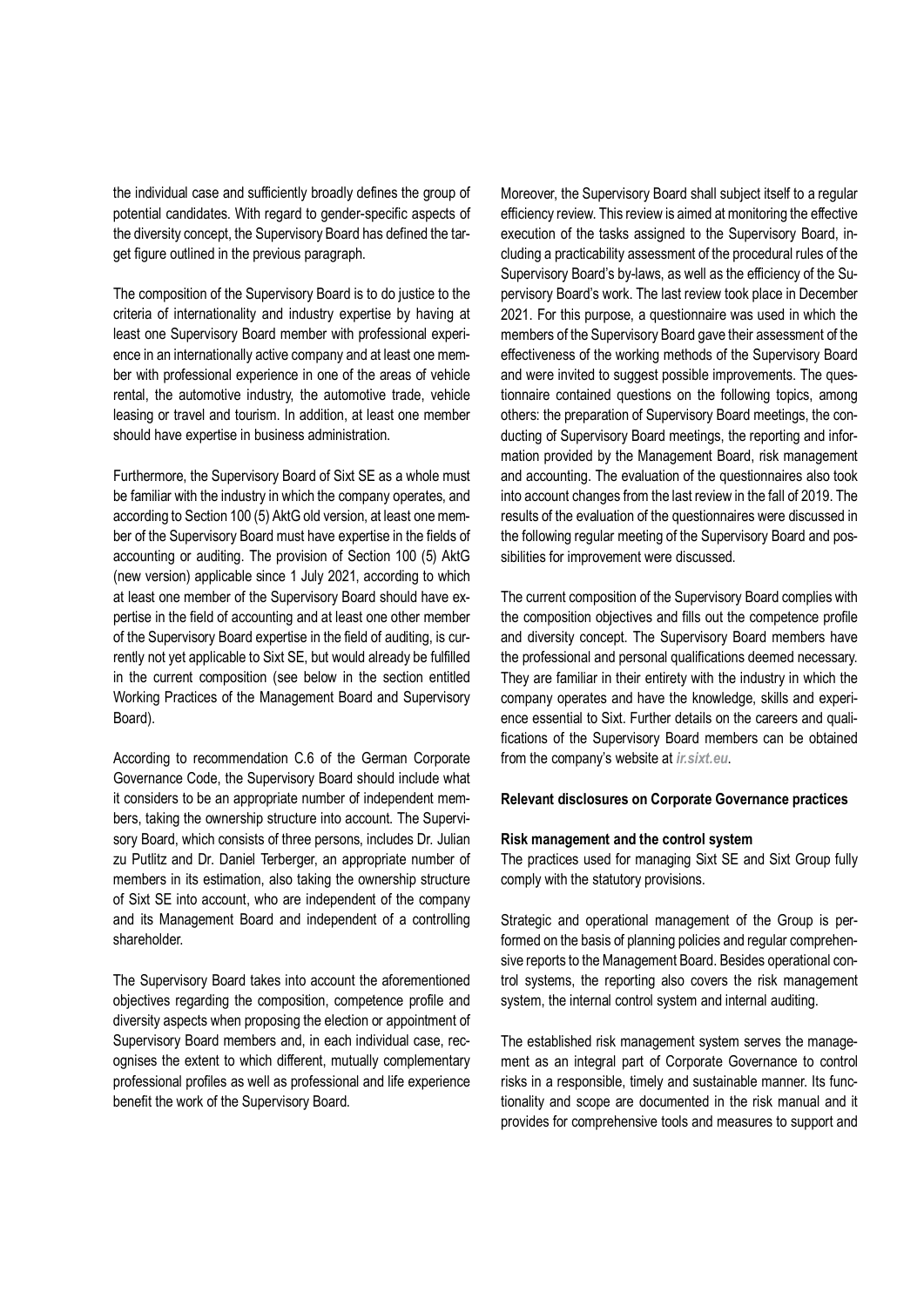the individual case and sufficiently broadly defines the group of potential candidates. With regard to gender-specific aspects of the diversity concept, the Supervisory Board has defined the target figure outlined in the previous paragraph.

The composition of the Supervisory Board is to do justice to the criteria of internationality and industry expertise by having at least one Supervisory Board member with professional experience in an internationally active company and at least one member with professional experience in one of the areas of vehicle rental, the automotive industry, the automotive trade, vehicle leasing or travel and tourism. In addition, at least one member should have expertise in business administration.

Furthermore, the Supervisory Board of Sixt SE as a whole must be familiar with the industry in which the company operates, and according to Section 100 (5) AktG old version, at least one member of the Supervisory Board must have expertise in the fields of accounting or auditing. The provision of Section 100 (5) AktG (new version) applicable since 1 July 2021, according to which at least one member of the Supervisory Board should have expertise in the field of accounting and at least one other member of the Supervisory Board expertise in the field of auditing, is currently not yet applicable to Sixt SE, but would already be fulfilled in the current composition (see below in the section entitled Working Practices of the Management Board and Supervisory Board).

According to recommendation C.6 of the German Corporate Governance Code, the Supervisory Board should include what it considers to be an appropriate number of independent members, taking the ownership structure into account. The Supervisory Board, which consists of three persons, includes Dr. Julian zu Putlitz and Dr. Daniel Terberger, an appropriate number of members in its estimation, also taking the ownership structure of Sixt SE into account, who are independent of the company and its Management Board and independent of a controlling shareholder.

The Supervisory Board takes into account the aforementioned objectives regarding the composition, competence profile and diversity aspects when proposing the election or appointment of Supervisory Board members and, in each individual case, recognises the extent to which different, mutually complementary professional profiles as well as professional and life experience benefit the work of the Supervisory Board.

Moreover, the Supervisory Board shall subject itself to a regular efficiency review. This review is aimed at monitoring the effective execution of the tasks assigned to the Supervisory Board, including a practicability assessment of the procedural rules of the Supervisory Board's by-laws, as well as the efficiency of the Supervisory Board's work. The last review took place in December 2021. For this purpose, a questionnaire was used in which the members of the Supervisory Board gave their assessment of the effectiveness of the working methods of the Supervisory Board and were invited to suggest possible improvements. The questionnaire contained questions on the following topics, among others: the preparation of Supervisory Board meetings, the conducting of Supervisory Board meetings, the reporting and information provided by the Management Board, risk management and accounting. The evaluation of the questionnaires also took into account changes from the last review in the fall of 2019. The results of the evaluation of the questionnaires were discussed in the following regular meeting of the Supervisory Board and possibilities for improvement were discussed.

The current composition of the Supervisory Board complies with the composition objectives and fills out the competence profile and diversity concept. The Supervisory Board members have the professional and personal qualifications deemed necessary. They are familiar in their entirety with the industry in which the company operates and have the knowledge, skills and experience essential to Sixt. Further details on the careers and qualifications of the Supervisory Board members can be obtained from the company's website at *ir.sixt.eu*.

## Relevant disclosures on Corporate Governance practices

### Risk management and the control system

The practices used for managing Sixt SE and Sixt Group fully comply with the statutory provisions.

Strategic and operational management of the Group is performed on the basis of planning policies and regular comprehensive reports to the Management Board. Besides operational control systems, the reporting also covers the risk management system, the internal control system and internal auditing.

The established risk management system serves the management as an integral part of Corporate Governance to control risks in a responsible, timely and sustainable manner. Its functionality and scope are documented in the risk manual and it provides for comprehensive tools and measures to support and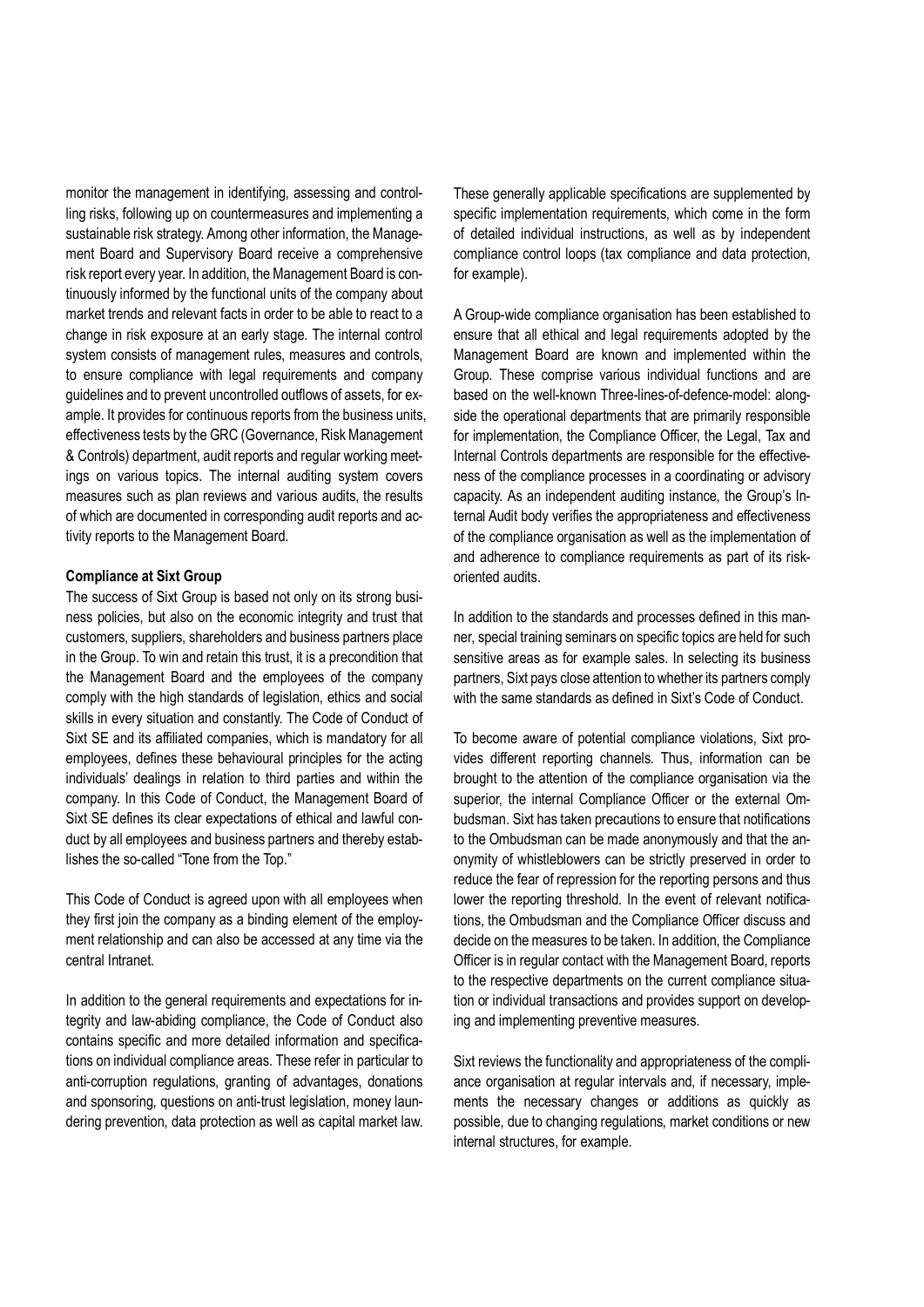monitor the management in identifying, assessing and controlling risks, following up on countermeasures and implementing a sustainable risk strategy. Among other information, the Management Board and Supervisory Board receive a comprehensive risk report every year. In addition, the Management Board is continuously informed by the functional units of the company about market trends and relevant facts in order to be able to react to a change in risk exposure at an early stage. The internal control system consists of management rules, measures and controls, to ensure compliance with legal requirements and company guidelines and to prevent uncontrolled outflows of assets, for example. It provides for continuous reports from the business units, effectiveness tests by the GRC (Governance, Risk Management & Controls) department, audit reports and regular working meetings on various topics. The internal auditing system covers measures such as plan reviews and various audits, the results of which are documented in corresponding audit reports and activity reports to the Management Board.

**Compliance at Sixt Group**

The success of Sixt Group is based not only on its strong business policies, but also on the economic integrity and trust that customers, suppliers, shareholders and business partners place in the Group. To win and retain this trust, it is a precondition that the Management Board and the employees of the company comply with the high standards of legislation, ethics and social skills in every situation and constantly. The Code of Conduct of Sixt SE and its affiliated companies, which is mandatory for all employees, defines these behavioural principles for the acting individuals' dealings in relation to third parties and within the company. In this Code of Conduct, the Management Board of Sixt SE defines its clear expectations of ethical and lawful conduct by all employees and business partners and thereby establishes the so-called "Tone from the Top."

This Code of Conduct is agreed upon with all employees when they first join the company as a binding element of the employment relationship and can also be accessed at any time via the central Intranet.

In addition to the general requirements and expectations for integrity and law-abiding compliance, the Code of Conduct also contains specific and more detailed information and specifications on individual compliance areas. These refer in particular to anti-corruption regulations, granting of advantages, donations and sponsoring, questions on anti-trust legislation, money laundering prevention, data protection as well as capital market law.

These generally applicable specifications are supplemented by specific implementation requirements, which come in the form of detailed individual instructions, as well as by independent compliance control loops (tax compliance and data protection, for example).

A Group-wide compliance organisation has been established to ensure that all ethical and legal requirements adopted by the Management Board are known and implemented within the Group. These comprise various individual functions and are based on the well-known Three-lines-of-defence-model: alongside the operational departments that are primarily responsible for implementation, the Compliance Officer, the Legal, Tax and Internal Controls departments are responsible for the effectiveness of the compliance processes in a coordinating or advisory capacity. As an independent auditing instance, the Group's Internal Audit body verifies the appropriateness and effectiveness of the compliance organisation as well as the implementation of and adherence to compliance requirements as part of its risk-oriented audits.

In addition to the standards and processes defined in this manner, special training seminars on specific topics are held for such sensitive areas as for example sales. In selecting its business partners, Sixt pays close attention to whether its partners comply with the same standards as defined in Sixt's Code of Conduct.

To become aware of potential compliance violations, Sixt provides different reporting channels. Thus, information can be brought to the attention of the compliance organisation via the superior, the internal Compliance Officer or the external Ombudsman. Sixt has taken precautions to ensure that notifications to the Ombudsman can be made anonymously and that the anonymity of whistleblowers can be strictly preserved in order to reduce the fear of repression for the reporting persons and thus lower the reporting threshold. In the event of relevant notifications, the Ombudsman and the Compliance Officer discuss and decide on the measures to be taken. In addition, the Compliance Officer is in regular contact with the Management Board, reports to the respective departments on the current compliance situation or individual transactions and provides support on developing and implementing preventive measures.

Sixt reviews the functionality and appropriateness of the compliance organisation at regular intervals and, if necessary, implements the necessary changes or additions as quickly as possible, due to changing regulations, market conditions or new internal structures, for example.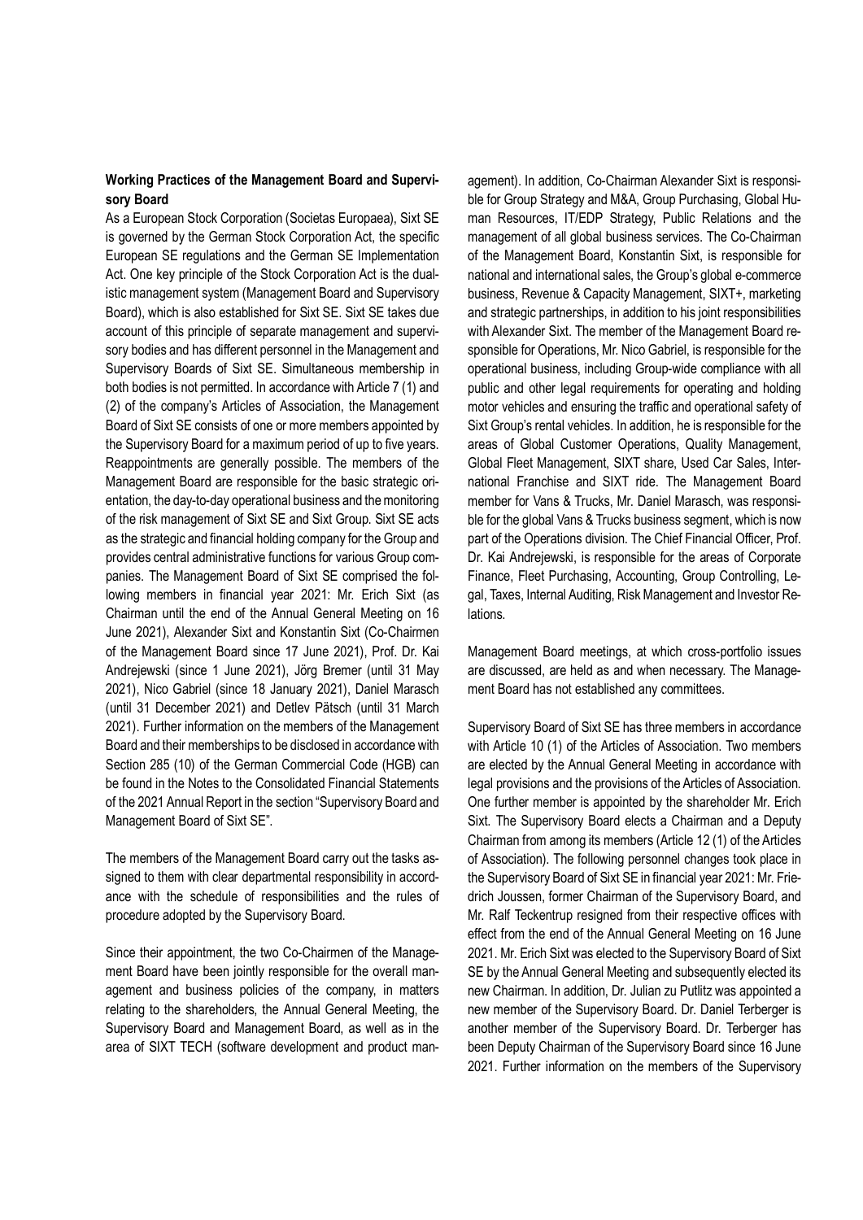**Working Practices of the Management Board and Supervisory Board**

As a European Stock Corporation (Societas Europaea), Sixt SE is governed by the German Stock Corporation Act, the specific European SE regulations and the German SE Implementation Act. One key principle of the Stock Corporation Act is the dualistic management system (Management Board and Supervisory Board), which is also established for Sixt SE. Sixt SE takes due account of this principle of separate management and supervisory bodies and has different personnel in the Management and Supervisory Boards of Sixt SE. Simultaneous membership in both bodies is not permitted. In accordance with Article 7 (1) and (2) of the company's Articles of Association, the Management Board of Sixt SE consists of one or more members appointed by the Supervisory Board for a maximum period of up to five years. Reappointments are generally possible. The members of the Management Board are responsible for the basic strategic orientation, the day-to-day operational business and the monitoring of the risk management of Sixt SE and Sixt Group. Sixt SE acts as the strategic and financial holding company for the Group and provides central administrative functions for various Group companies. The Management Board of Sixt SE comprised the following members in financial year 2021: Mr. Erich Sixt (as Chairman until the end of the Annual General Meeting on 16 June 2021), Alexander Sixt and Konstantin Sixt (Co-Chairmen of the Management Board since 17 June 2021), Prof. Dr. Kai Andrejewski (since 1 June 2021), Jörg Bremer (until 31 May 2021), Nico Gabriel (since 18 January 2021), Daniel Marasch (until 31 December 2021) and Detlev Pätsch (until 31 March 2021). Further information on the members of the Management Board and their memberships to be disclosed in accordance with Section 285 (10) of the German Commercial Code (HGB) can be found in the Notes to the Consolidated Financial Statements of the 2021 Annual Report in the section "Supervisory Board and Management Board of Sixt SE".

The members of the Management Board carry out the tasks assigned to them with clear departmental responsibility in accordance with the schedule of responsibilities and the rules of procedure adopted by the Supervisory Board.

Since their appointment, the two Co-Chairmen of the Management Board have been jointly responsible for the overall management and business policies of the company, in matters relating to the shareholders, the Annual General Meeting, the Supervisory Board and Management Board, as well as in the area of SIXT TECH (software development and product management). In addition, Co-Chairman Alexander Sixt is responsible for Group Strategy and M&A, Group Purchasing, Global Human Resources, IT/EDP Strategy, Public Relations and the management of all global business services. The Co-Chairman of the Management Board, Konstantin Sixt, is responsible for national and international sales, the Group's global e-commerce business, Revenue & Capacity Management, SIXT+, marketing and strategic partnerships, in addition to his joint responsibilities with Alexander Sixt. The member of the Management Board responsible for Operations, Mr. Nico Gabriel, is responsible for the operational business, including Group-wide compliance with all public and other legal requirements for operating and holding motor vehicles and ensuring the traffic and operational safety of Sixt Group's rental vehicles. In addition, he is responsible for the areas of Global Customer Operations, Quality Management, Global Fleet Management, SIXT share, Used Car Sales, International Franchise and SIXT ride. The Management Board member for Vans & Trucks, Mr. Daniel Marasch, was responsible for the global Vans & Trucks business segment, which is now part of the Operations division. The Chief Financial Officer, Prof. Dr. Kai Andrejewski, is responsible for the areas of Corporate Finance, Fleet Purchasing, Accounting, Group Controlling, Legal, Taxes, Internal Auditing, Risk Management and Investor Relations.

Management Board meetings, at which cross-portfolio issues are discussed, are held as and when necessary. The Management Board has not established any committees.

Supervisory Board of Sixt SE has three members in accordance with Article 10 (1) of the Articles of Association. Two members are elected by the Annual General Meeting in accordance with legal provisions and the provisions of the Articles of Association. One further member is appointed by the shareholder Mr. Erich Sixt. The Supervisory Board elects a Chairman and a Deputy Chairman from among its members (Article 12 (1) of the Articles of Association). The following personnel changes took place in the Supervisory Board of Sixt SE in financial year 2021: Mr. Friedrich Joussen, former Chairman of the Supervisory Board, and Mr. Ralf Teckentrup resigned from their respective offices with effect from the end of the Annual General Meeting on 16 June 2021. Mr. Erich Sixt was elected to the Supervisory Board of Sixt SE by the Annual General Meeting and subsequently elected its new Chairman. In addition, Dr. Julian zu Putlitz was appointed a new member of the Supervisory Board. Dr. Daniel Terberger is another member of the Supervisory Board. Dr. Terberger has been Deputy Chairman of the Supervisory Board since 16 June 2021. Further information on the members of the Supervisory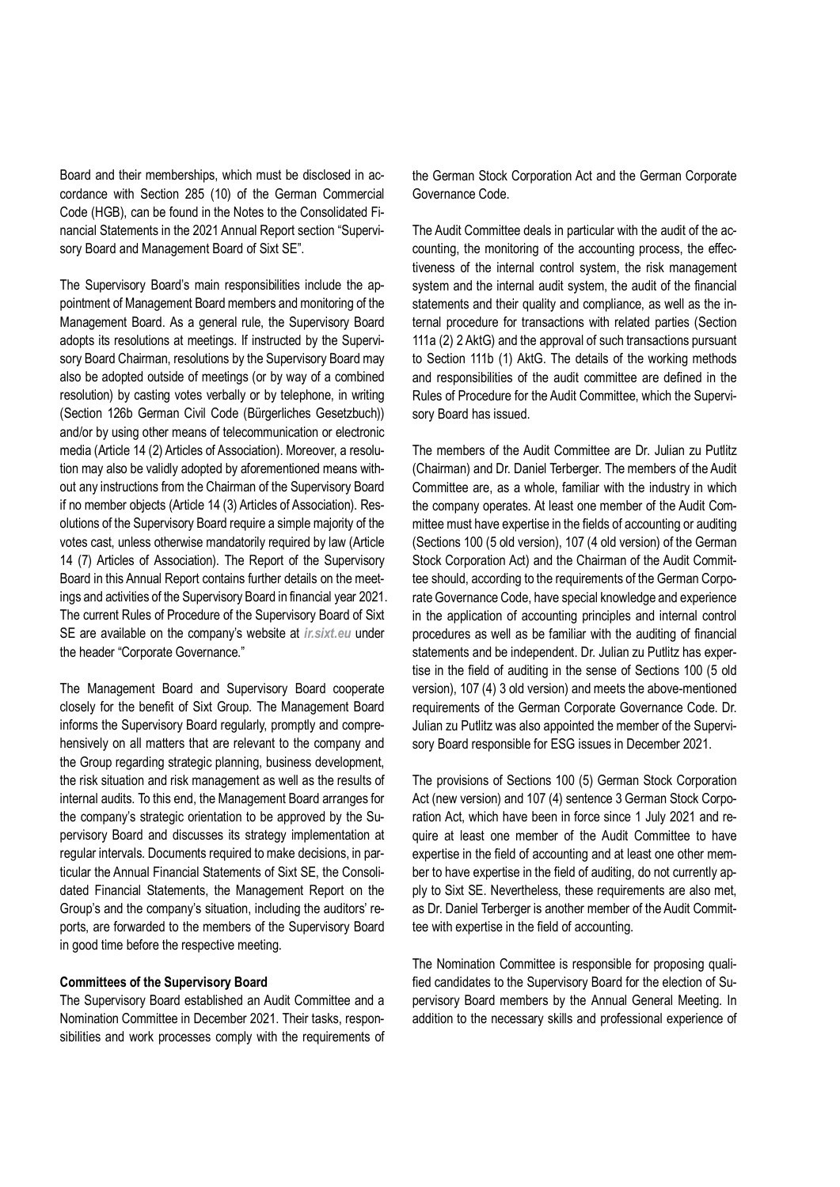Board and their memberships, which must be disclosed in accordance with Section 285 (10) of the German Commercial Code (HGB), can be found in the Notes to the Consolidated Financial Statements in the 2021 Annual Report section "Supervisory Board and Management Board of Sixt SE".

The Supervisory Board's main responsibilities include the appointment of Management Board members and monitoring of the Management Board. As a general rule, the Supervisory Board adopts its resolutions at meetings. If instructed by the Supervisory Board Chairman, resolutions by the Supervisory Board may also be adopted outside of meetings (or by way of a combined resolution) by casting votes verbally or by telephone, in writing (Section 126b German Civil Code (Bürgerliches Gesetzbuch)) and/or by using other means of telecommunication or electronic media (Article 14 (2) Articles of Association). Moreover, a resolution may also be validly adopted by aforementioned means without any instructions from the Chairman of the Supervisory Board if no member objects (Article 14 (3) Articles of Association). Resolutions of the Supervisory Board require a simple majority of the votes cast, unless otherwise mandatorily required by law (Article 14 (7) Articles of Association). The Report of the Supervisory Board in this Annual Report contains further details on the meetings and activities of the Supervisory Board in financial year 2021. The current Rules of Procedure of the Supervisory Board of Sixt SE are available on the company's website at *ir.sixt.eu* under the header "Corporate Governance."

The Management Board and Supervisory Board cooperate closely for the benefit of Sixt Group. The Management Board informs the Supervisory Board regularly, promptly and comprehensively on all matters that are relevant to the company and the Group regarding strategic planning, business development, the risk situation and risk management as well as the results of internal audits. To this end, the Management Board arranges for the company's strategic orientation to be approved by the Supervisory Board and discusses its strategy implementation at regular intervals. Documents required to make decisions, in particular the Annual Financial Statements of Sixt SE, the Consolidated Financial Statements, the Management Report on the Group's and the company's situation, including the auditors' reports, are forwarded to the members of the Supervisory Board in good time before the respective meeting.

**Committees of the Supervisory Board**

The Supervisory Board established an Audit Committee and a Nomination Committee in December 2021. Their tasks, responsibilities and work processes comply with the requirements of the German Stock Corporation Act and the German Corporate Governance Code.

The Audit Committee deals in particular with the audit of the accounting, the monitoring of the accounting process, the effectiveness of the internal control system, the risk management system and the internal audit system, the audit of the financial statements and their quality and compliance, as well as the internal procedure for transactions with related parties (Section 111a (2) 2 AktG) and the approval of such transactions pursuant to Section 111b (1) AktG. The details of the working methods and responsibilities of the audit committee are defined in the Rules of Procedure for the Audit Committee, which the Supervisory Board has issued.

The members of the Audit Committee are Dr. Julian zu Putlitz (Chairman) and Dr. Daniel Terberger. The members of the Audit Committee are, as a whole, familiar with the industry in which the company operates. At least one member of the Audit Committee must have expertise in the fields of accounting or auditing (Sections 100 (5 old version), 107 (4 old version) of the German Stock Corporation Act) and the Chairman of the Audit Committee should, according to the requirements of the German Corporate Governance Code, have special knowledge and experience in the application of accounting principles and internal control procedures as well as be familiar with the auditing of financial statements and be independent. Dr. Julian zu Putlitz has expertise in the field of auditing in the sense of Sections 100 (5 old version), 107 (4) 3 old version) and meets the above-mentioned requirements of the German Corporate Governance Code. Dr. Julian zu Putlitz was also appointed the member of the Supervisory Board responsible for ESG issues in December 2021.

The provisions of Sections 100 (5) German Stock Corporation Act (new version) and 107 (4) sentence 3 German Stock Corporation Act, which have been in force since 1 July 2021 and require at least one member of the Audit Committee to have expertise in the field of accounting and at least one other member to have expertise in the field of auditing, do not currently apply to Sixt SE. Nevertheless, these requirements are also met, as Dr. Daniel Terberger is another member of the Audit Committee with expertise in the field of accounting.

The Nomination Committee is responsible for proposing qualified candidates to the Supervisory Board for the election of Supervisory Board members by the Annual General Meeting. In addition to the necessary skills and professional experience of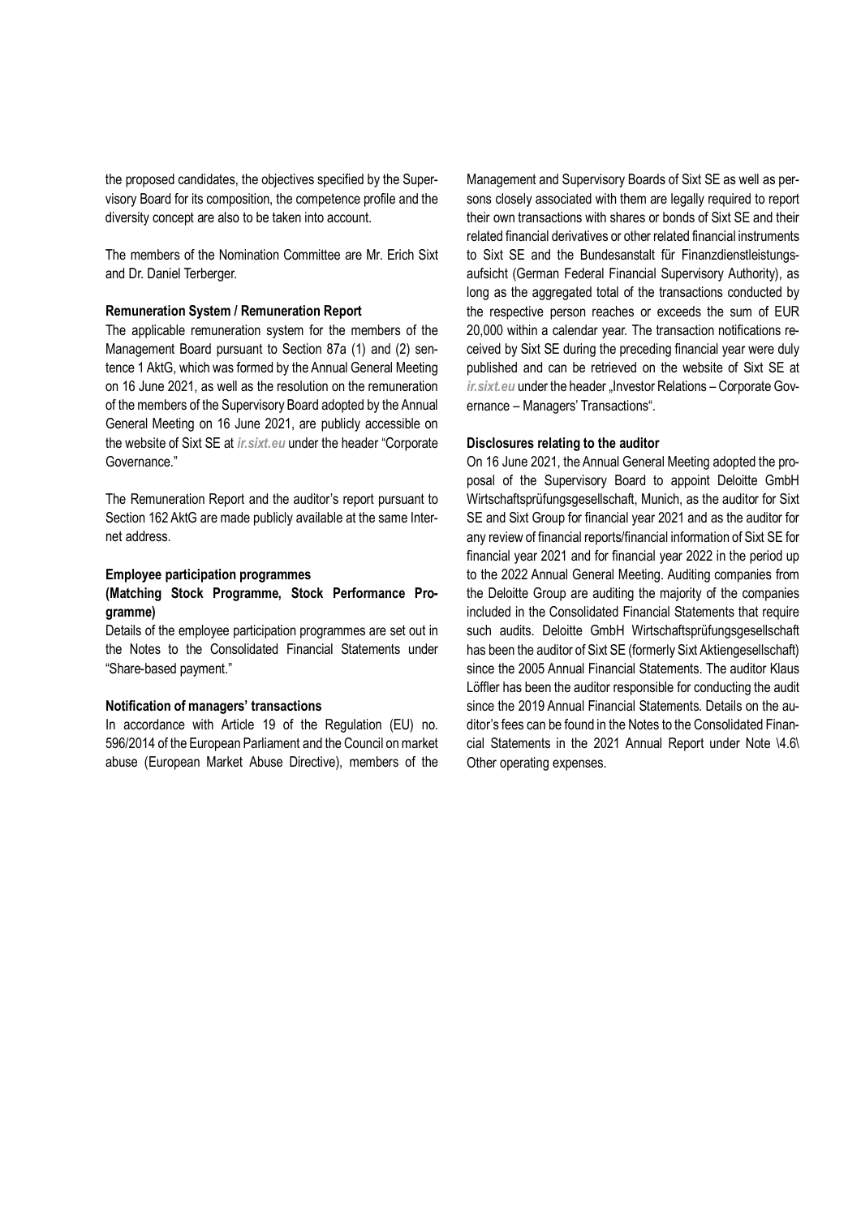the proposed candidates, the objectives specified by the Supervisory Board for its composition, the competence profile and the diversity concept are also to be taken into account.

The members of the Nomination Committee are Mr. Erich Sixt and Dr. Daniel Terberger.

**Remuneration System / Remuneration Report**

The applicable remuneration system for the members of the Management Board pursuant to Section 87a (1) and (2) sentence 1 AktG, which was formed by the Annual General Meeting on 16 June 2021, as well as the resolution on the remuneration of the members of the Supervisory Board adopted by the Annual General Meeting on 16 June 2021, are publicly accessible on the website of Sixt SE at *ir.sixt.eu* under the header "Corporate Governance."

The Remuneration Report and the auditor's report pursuant to Section 162 AktG are made publicly available at the same Internet address.

**Employee participation programmes**
**(Matching Stock Programme, Stock Performance Programme)**

Details of the employee participation programmes are set out in the Notes to the Consolidated Financial Statements under "Share-based payment."

**Notification of managers' transactions**

In accordance with Article 19 of the Regulation (EU) no. 596/2014 of the European Parliament and the Council on market abuse (European Market Abuse Directive), members of the Management and Supervisory Boards of Sixt SE as well as persons closely associated with them are legally required to report their own transactions with shares or bonds of Sixt SE and their related financial derivatives or other related financial instruments to Sixt SE and the Bundesanstalt für Finanzdienstleistungsaufsicht (German Federal Financial Supervisory Authority), as long as the aggregated total of the transactions conducted by the respective person reaches or exceeds the sum of EUR 20,000 within a calendar year. The transaction notifications received by Sixt SE during the preceding financial year were duly published and can be retrieved on the website of Sixt SE at *ir.sixt.eu* under the header „Investor Relations – Corporate Governance – Managers' Transactions".

**Disclosures relating to the auditor**

On 16 June 2021, the Annual General Meeting adopted the proposal of the Supervisory Board to appoint Deloitte GmbH Wirtschaftsprüfungsgesellschaft, Munich, as the auditor for Sixt SE and Sixt Group for financial year 2021 and as the auditor for any review of financial reports/financial information of Sixt SE for financial year 2021 and for financial year 2022 in the period up to the 2022 Annual General Meeting. Auditing companies from the Deloitte Group are auditing the majority of the companies included in the Consolidated Financial Statements that require such audits. Deloitte GmbH Wirtschaftsprüfungsgesellschaft has been the auditor of Sixt SE (formerly Sixt Aktiengesellschaft) since the 2005 Annual Financial Statements. The auditor Klaus Löffler has been the auditor responsible for conducting the audit since the 2019 Annual Financial Statements. Details on the auditor's fees can be found in the Notes to the Consolidated Financial Statements in the 2021 Annual Report under Note \4.6\ Other operating expenses.